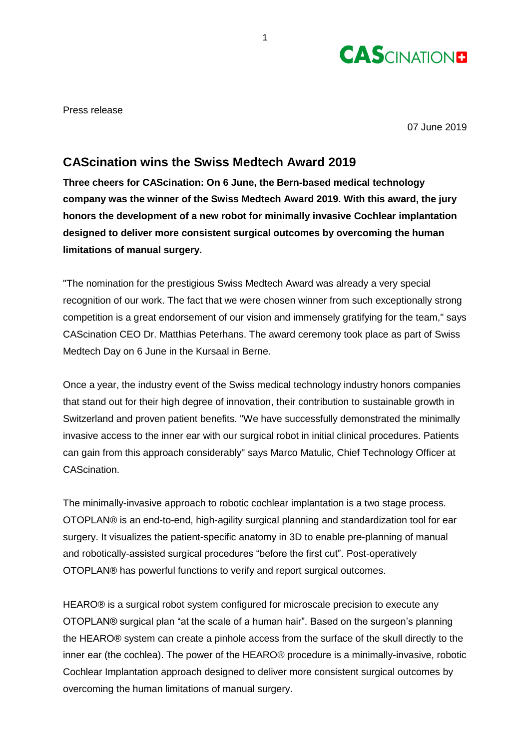Press release

07 June 2019

## CAScination wins the Swiss Medtech Award 2019

**Three cheers for CAScination: On 6 June, the Bern-based medical technology company was the winner of the Swiss Medtech Award 2019. With this award, the jury honors the development of a new robot for minimally invasive Cochlear implantation designed to deliver more consistent surgical outcomes by overcoming the human limitations of manual surgery.**

"The nomination for the prestigious Swiss Medtech Award was already a very special recognition of our work. The fact that we were chosen winner from such exceptionally strong competition is a great endorsement of our vision and immensely gratifying for the team," says CAScination CEO Dr. Matthias Peterhans. The award ceremony took place as part of Swiss Medtech Day on 6 June in the Kursaal in Berne.

Once a year, the industry event of the Swiss medical technology industry honors companies that stand out for their high degree of innovation, their contribution to sustainable growth in Switzerland and proven patient benefits. "We have successfully demonstrated the minimally invasive access to the inner ear with our surgical robot in initial clinical procedures. Patients can gain from this approach considerably" says Marco Matulic, Chief Technology Officer at CAScination.

The minimally-invasive approach to robotic cochlear implantation is a two stage process. OTOPLAN® is an end-to-end, high-agility surgical planning and standardization tool for ear surgery. It visualizes the patient-specific anatomy in 3D to enable pre-planning of manual and robotically-assisted surgical procedures "before the first cut". Post-operatively OTOPLAN® has powerful functions to verify and report surgical outcomes.

HEARO® is a surgical robot system configured for microscale precision to execute any OTOPLAN® surgical plan "at the scale of a human hair". Based on the surgeon's planning the HEARO® system can create a pinhole access from the surface of the skull directly to the inner ear (the cochlea). The power of the HEARO® procedure is a minimally-invasive, robotic Cochlear Implantation approach designed to deliver more consistent surgical outcomes by overcoming the human limitations of manual surgery.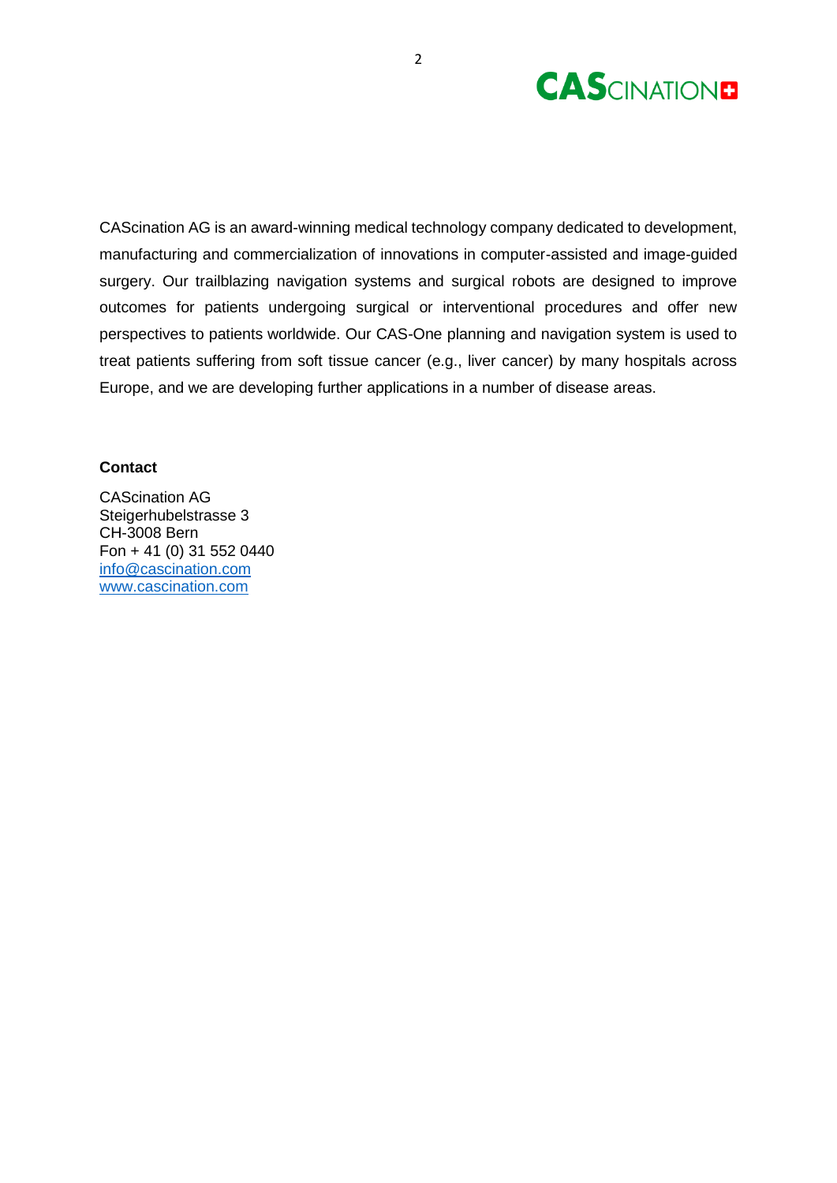CAScination AG is an award-winning medical technology company dedicated to development, manufacturing and commercialization of innovations in computer-assisted and image-guided surgery. Our trailblazing navigation systems and surgical robots are designed to improve outcomes for patients undergoing surgical or interventional procedures and offer new perspectives to patients worldwide. Our CAS-One planning and navigation system is used to treat patients suffering from soft tissue cancer (e.g., liver cancer) by many hospitals across Europe, and we are developing further applications in a number of disease areas.

**Contact**

CAScination AG  
Steigerhubelstrasse 3  
CH-3008 Bern  
Fon + 41 (0) 31 552 0440  
info@cascination.com  
www.cascination.com